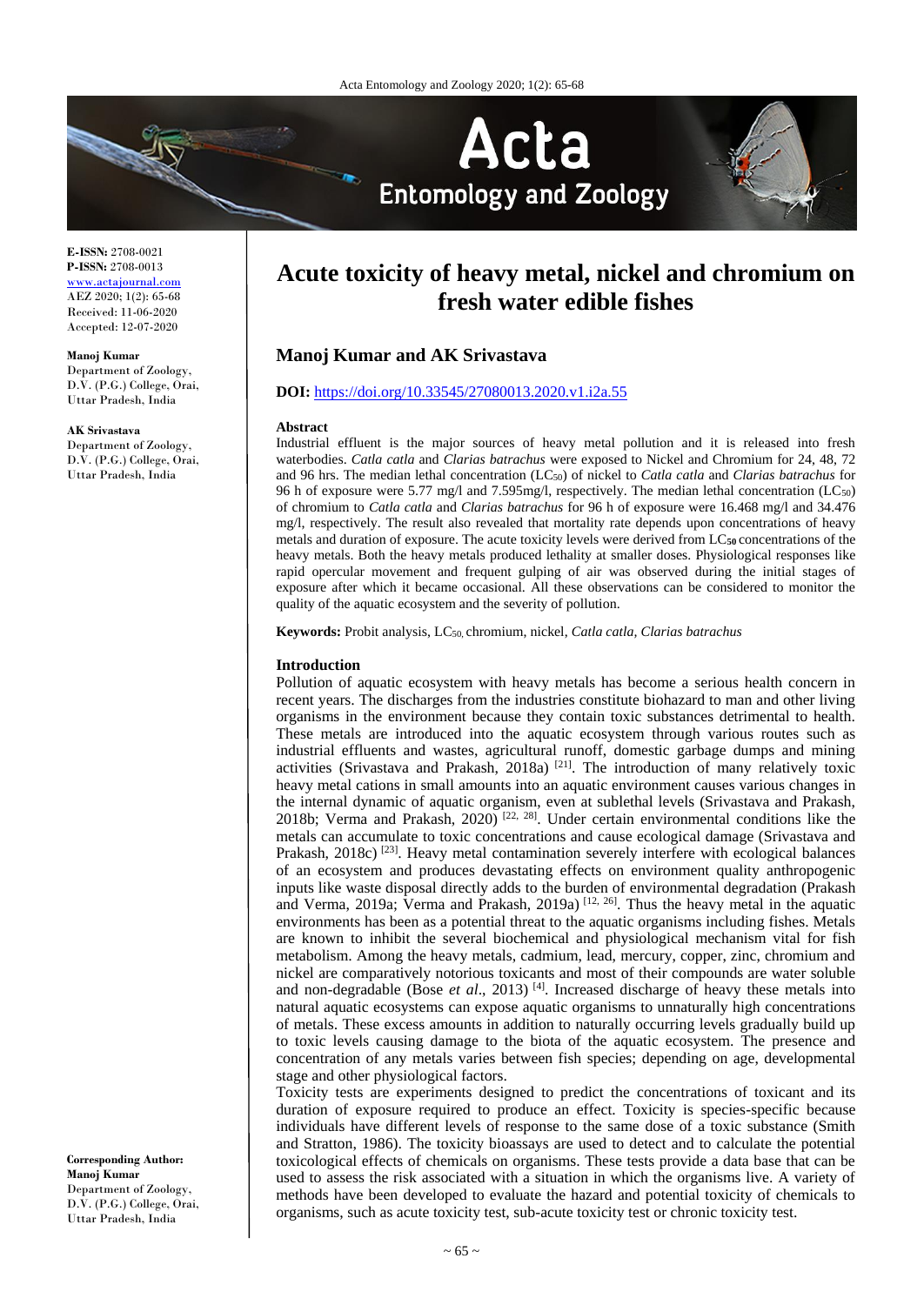**E-ISSN:** 2708-0021
**P-ISSN:** 2708-0013
www.actajournal.com
AEZ 2020; 1(2): 65-68
Received: 11-06-2020
Accepted: 12-07-2020

**Manoj Kumar**
Department of Zoology, D.V. (P.G.) College, Orai, Uttar Pradesh, India

**AK Srivastava**
Department of Zoology, D.V. (P.G.) College, Orai, Uttar Pradesh, India

**Corresponding Author:**
**Manoj Kumar**
Department of Zoology, D.V. (P.G.) College, Orai, Uttar Pradesh, India

# Acute toxicity of heavy metal, nickel and chromium on fresh water edible fishes

## Manoj Kumar and AK Srivastava

**DOI:** https://doi.org/10.33545/27080013.2020.v1.i2a.55

### Abstract

Industrial effluent is the major sources of heavy metal pollution and it is released into fresh waterbodies. *Catla catla* and *Clarias batrachus* were exposed to Nickel and Chromium for 24, 48, 72 and 96 hrs. The median lethal concentration ($LC_{50}$) of nickel to *Catla catla* and *Clarias batrachus* for 96 h of exposure were 5.77 mg/l and 7.595mg/l, respectively. The median lethal concentration ($LC_{50}$) of chromium to *Catla catla* and *Clarias batrachus* for 96 h of exposure were 16.468 mg/l and 34.476 mg/l, respectively. The result also revealed that mortality rate depends upon concentrations of heavy metals and duration of exposure. The acute toxicity levels were derived from $\mathbf{LC_{50}}$ concentrations of the heavy metals. Both the heavy metals produced lethality at smaller doses. Physiological responses like rapid opercular movement and frequent gulping of air was observed during the initial stages of exposure after which it became occasional. All these observations can be considered to monitor the quality of the aquatic ecosystem and the severity of pollution.

**Keywords:** Probit analysis, $LC_{50}$, chromium, nickel, *Catla catla*, *Clarias batrachus*

### Introduction

Pollution of aquatic ecosystem with heavy metals has become a serious health concern in recent years. The discharges from the industries constitute biohazard to man and other living organisms in the environment because they contain toxic substances detrimental to health. These metals are introduced into the aquatic ecosystem through various routes such as industrial effluents and wastes, agricultural runoff, domestic garbage dumps and mining activities (Srivastava and Prakash, 2018a) [21]. The introduction of many relatively toxic heavy metal cations in small amounts into an aquatic environment causes various changes in the internal dynamic of aquatic organism, even at sublethal levels (Srivastava and Prakash, 2018b; Verma and Prakash, 2020) [22, 28]. Under certain environmental conditions like the metals can accumulate to toxic concentrations and cause ecological damage (Srivastava and Prakash, 2018c) [23]. Heavy metal contamination severely interfere with ecological balances of an ecosystem and produces devastating effects on environment quality anthropogenic inputs like waste disposal directly adds to the burden of environmental degradation (Prakash and Verma, 2019a; Verma and Prakash, 2019a) [12, 26]. Thus the heavy metal in the aquatic environments has been as a potential threat to the aquatic organisms including fishes. Metals are known to inhibit the several biochemical and physiological mechanism vital for fish metabolism. Among the heavy metals, cadmium, lead, mercury, copper, zinc, chromium and nickel are comparatively notorious toxicants and most of their compounds are water soluble and non-degradable (Bose *et al*., 2013) [4]. Increased discharge of heavy these metals into natural aquatic ecosystems can expose aquatic organisms to unnaturally high concentrations of metals. These excess amounts in addition to naturally occurring levels gradually build up to toxic levels causing damage to the biota of the aquatic ecosystem. The presence and concentration of any metals varies between fish species; depending on age, developmental stage and other physiological factors.

Toxicity tests are experiments designed to predict the concentrations of toxicant and its duration of exposure required to produce an effect. Toxicity is species-specific because individuals have different levels of response to the same dose of a toxic substance (Smith and Stratton, 1986). The toxicity bioassays are used to detect and to calculate the potential toxicological effects of chemicals on organisms. These tests provide a data base that can be used to assess the risk associated with a situation in which the organisms live. A variety of methods have been developed to evaluate the hazard and potential toxicity of chemicals to organisms, such as acute toxicity test, sub-acute toxicity test or chronic toxicity test.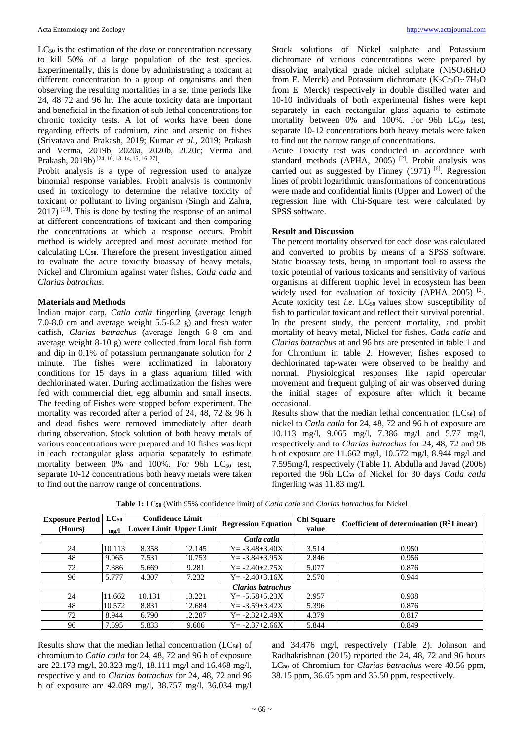$LC_{50}$ is the estimation of the dose or concentration necessary to kill 50% of a large population of the test species. Experimentally, this is done by administrating a toxicant at different concentration to a group of organisms and then observing the resulting mortalities in a set time periods like 24, 48 72 and 96 hr. The acute toxicity data are important and beneficial in the fixation of sub lethal concentrations for chronic toxicity tests. A lot of works have been done regarding effects of cadmium, zinc and arsenic on fishes (Srivatava and Prakash, 2019; Kumar *et al.,* 2019; Prakash and Verma, 2019b, 2020a, 2020b, 2020c; Verma and Prakash, 2019b) [24, 10, 13, 14, 15, 16, 27].

Probit analysis is a type of regression used to analyze binomial response variables. Probit analysis is commonly used in toxicology to determine the relative toxicity of toxicant or pollutant to living organism (Singh and Zahra, 2017) [19]. This is done by testing the response of an animal at different concentrations of toxicant and then comparing the concentrations at which a response occurs. Probit method is widely accepted and most accurate method for calculating $LC_{50}$. Therefore the present investigation aimed to evaluate the acute toxicity bioassay of heavy metals, Nickel and Chromium against water fishes, *Catla catla* and *Clarias batrachus*.

## Materials and Methods

Indian major carp, *Catla catla* fingerling (average length 7.0-8.0 cm and average weight 5.5-6.2 g) and fresh water catfish, *Clarias batrachus* (average length 6-8 cm and average weight 8-10 g) were collected from local fish form and dip in 0.1% of potassium permanganate solution for 2 minute. The fishes were acclimatized in laboratory conditions for 15 days in a glass aquarium filled with dechlorinated water. During acclimatization the fishes were fed with commercial diet, egg albumin and small insects. The feeding of Fishes were stopped before experiment. The mortality was recorded after a period of 24, 48, 72 & 96 h and dead fishes were removed immediately after death during observation. Stock solution of both heavy metals of various concentrations were prepared and 10 fishes was kept in each rectangular glass aquaria separately to estimate mortality between 0% and 100%. For 96h $LC_{50}$ test, separate 10-12 concentrations both heavy metals were taken to find out the narrow range of concentrations.

Stock solutions of Nickel sulphate and Potassium dichromate of various concentrations were prepared by dissolving analytical grade nickel sulphate ($NiSO_4 6H_2O$ from E. Merck) and Potassium dichromate ($K_2Cr_2O_7 \cdot 7H_2O$ from E. Merck) respectively in double distilled water and 10-10 individuals of both experimental fishes were kept separately in each rectangular glass aquaria to estimate mortality between 0% and 100%. For 96h $LC_{50}$ test, separate 10-12 concentrations both heavy metals were taken to find out the narrow range of concentrations.

Acute Toxicity test was conducted in accordance with standard methods (APHA, 2005) [2]. Probit analysis was carried out as suggested by Finney (1971) [6]. Regression lines of probit logarithmic transformations of concentrations were made and confidential limits (Upper and Lower) of the regression line with Chi-Square test were calculated by SPSS software.

## Result and Discussion

The percent mortality observed for each dose was calculated and converted to probits by means of a SPSS software. Static bioassay tests, being an important tool to assess the toxic potential of various toxicants and sensitivity of various organisms at different trophic level in ecosystem has been widely used for evaluation of toxicity (APHA 2005) [2]. Acute toxicity test *i.e.* $LC_{50}$ values show susceptibility of fish to particular toxicant and reflect their survival potential. In the present study, the percent mortality, and probit mortality of heavy metal, Nickel for fishes, *Catla catla* and *Clarias batrachus* at and 96 hrs are presented in table 1 and for Chromium in table 2. However, fishes exposed to dechlorinated tap-water were observed to be healthy and normal. Physiological responses like rapid opercular movement and frequent gulping of air was observed during the initial stages of exposure after which it became occasional.

Results show that the median lethal concentration ($LC_{50}$) of nickel to *Catla catla* for 24, 48, 72 and 96 h of exposure are 10.113 mg/l, 9.065 mg/l, 7.386 mg/l and 5.77 mg/l, respectively and to *Clarias batrachus* for 24, 48, 72 and 96 h of exposure are 11.662 mg/l, 10.572 mg/l, 8.944 mg/l and 7.595mg/l, respectively (Table 1). Abdulla and Javad (2006) reported the 96h $LC_{50}$ of Nickel for 30 days *Catla catla* fingerling was 11.83 mg/l.

**Table 1:** $LC_{50}$ (With 95% confidence limit) of *Catla catla* and *Clarias batrachus* for Nickel

| Exposure Period (Hours) | $LC_{50}$ mg/l | Confidence Limit | | Regression Equation | Chi Square value | Coefficient of determination ($R^2$ Linear) |
|---|---|---|---|---|---|---|
| | | Lower Limit | Upper Limit | | | |
| *Catla catla* | | | | | | |
| 24 | 10.113 | 8.358 | 12.145 | Y= -3.48+3.40X | 3.514 | 0.950 |
| 48 | 9.065 | 7.531 | 10.753 | Y= -3.84+3.95X | 2.846 | 0.956 |
| 72 | 7.386 | 5.669 | 9.281 | Y= -2.40+2.75X | 5.077 | 0.876 |
| 96 | 5.777 | 4.307 | 7.232 | Y= -2.40+3.16X | 2.570 | 0.944 |
| *Clarias batrachus* | | | | | | |
| 24 | 11.662 | 10.131 | 13.221 | Y= -5.58+5.23X | 2.957 | 0.938 |
| 48 | 10.572 | 8.831 | 12.684 | Y= -3.59+3.42X | 5.396 | 0.876 |
| 72 | 8.944 | 6.790 | 12.287 | Y= -2.32+2.49X | 4.379 | 0.817 |
| 96 | 7.595 | 5.833 | 9.606 | Y= -2.37+2.66X | 5.844 | 0.849 |

Results show that the median lethal concentration ($LC_{50}$) of chromium to *Catla catla* for 24, 48, 72 and 96 h of exposure are 22.173 mg/l, 20.323 mg/l, 18.111 mg/l and 16.468 mg/l, respectively and to *Clarias batrachus* for 24, 48, 72 and 96 h of exposure are 42.089 mg/l, 38.757 mg/l, 36.034 mg/l and 34.476 mg/l, respectively (Table 2). Johnson and Radhakrishnan (2015) reported the 24, 48, 72 and 96 hours $LC_{50}$ of Chromium for *Clarias batrachus* were 40.56 ppm, 38.15 ppm, 36.65 ppm and 35.50 ppm, respectively.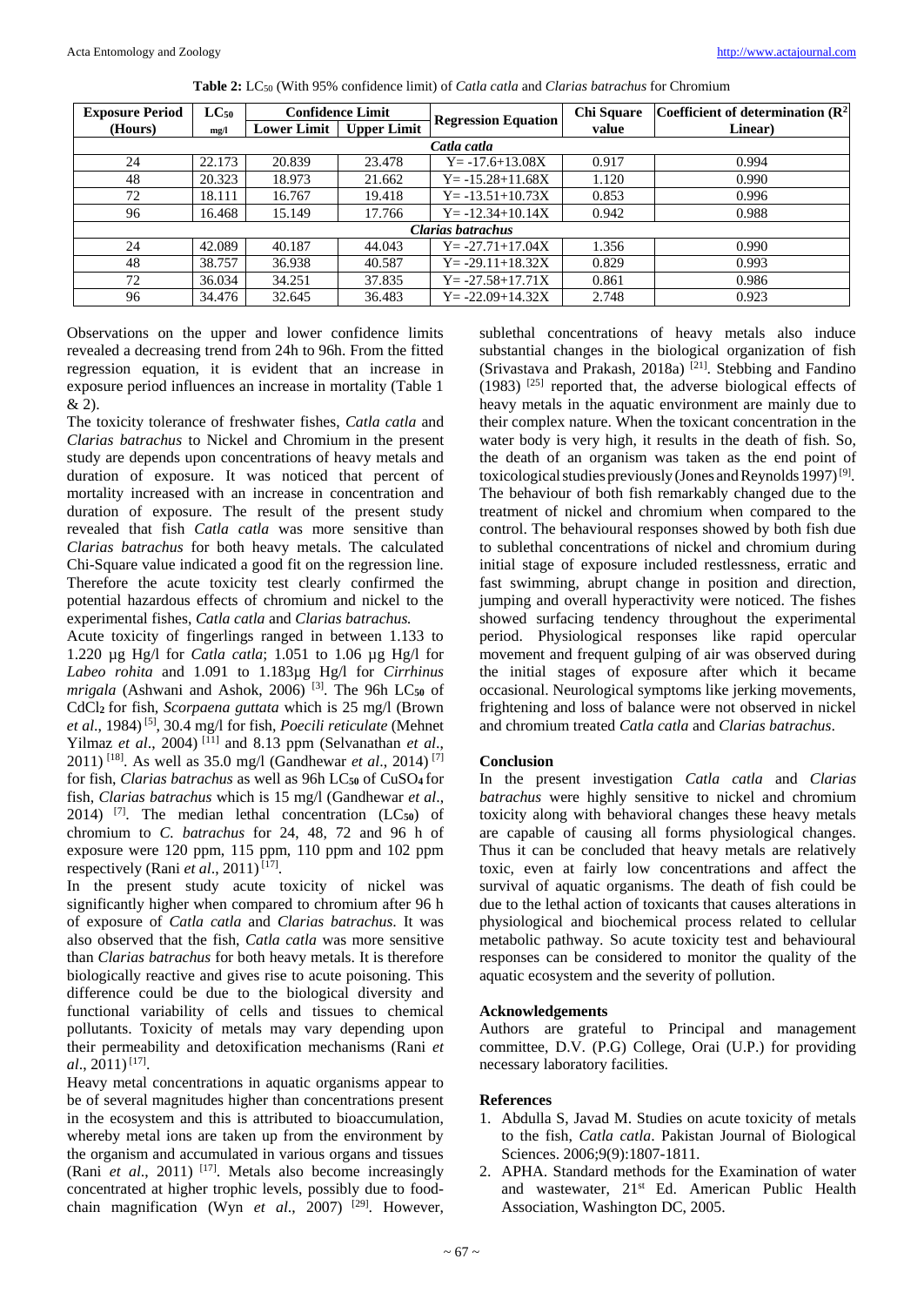**Table 2:** $LC_{50}$ (With 95% confidence limit) of *Catla catla* and *Clarias batrachus* for Chromium

| Exposure Period (Hours) | $LC_{50}$ mg/l | Confidence Limit | | Regression Equation | Chi Square value | Coefficient of determination ($R^2$ Linear) |
|---|---|---|---|---|---|---|
| | | Lower Limit | Upper Limit | | | |
| *Catla catla* | | | | | | |
| 24 | 22.173 | 20.839 | 23.478 | Y= -17.6+13.08X | 0.917 | 0.994 |
| 48 | 20.323 | 18.973 | 21.662 | Y= -15.28+11.68X | 1.120 | 0.990 |
| 72 | 18.111 | 16.767 | 19.418 | Y= -13.51+10.73X | 0.853 | 0.996 |
| 96 | 16.468 | 15.149 | 17.766 | Y= -12.34+10.14X | 0.942 | 0.988 |
| *Clarias batrachus* | | | | | | |
| 24 | 42.089 | 40.187 | 44.043 | Y= -27.71+17.04X | 1.356 | 0.990 |
| 48 | 38.757 | 36.938 | 40.587 | Y= -29.11+18.32X | 0.829 | 0.993 |
| 72 | 36.034 | 34.251 | 37.835 | Y= -27.58+17.71X | 0.861 | 0.986 |
| 96 | 34.476 | 32.645 | 36.483 | Y= -22.09+14.32X | 2.748 | 0.923 |

Observations on the upper and lower confidence limits revealed a decreasing trend from 24h to 96h. From the fitted regression equation, it is evident that an increase in exposure period influences an increase in mortality (Table 1 & 2).

The toxicity tolerance of freshwater fishes, *Catla catla* and *Clarias batrachus* to Nickel and Chromium in the present study are depends upon concentrations of heavy metals and duration of exposure. It was noticed that percent of mortality increased with an increase in concentration and duration of exposure. The result of the present study revealed that fish *Catla catla* was more sensitive than *Clarias batrachus* for both heavy metals. The calculated Chi-Square value indicated a good fit on the regression line. Therefore the acute toxicity test clearly confirmed the potential hazardous effects of chromium and nickel to the experimental fishes, *Catla catla* and *Clarias batrachus.*

Acute toxicity of fingerlings ranged in between 1.133 to 1.220 µg Hg/l for *Catla catla*; 1.051 to 1.06 µg Hg/l for *Labeo rohita* and 1.091 to 1.183µg Hg/l for *Cirrhinus mrigala* (Ashwani and Ashok, 2006) [3]. The 96h $LC_{50}$ of $CdCl_2$ for fish, *Scorpaena guttata* which is 25 mg/l (Brown *et al*., 1984) [5], 30.4 mg/l for fish, *Poecili reticulate* (Mehnet Yilmaz *et al*., 2004) [11] and 8.13 ppm (Selvanathan *et al*., 2011) [18]. As well as 35.0 mg/l (Gandhewar *et al*., 2014) [7] for fish, *Clarias batrachus* as well as 96h $LC_{50}$ of $CuSO_4$ for fish, *Clarias batrachus* which is 15 mg/l (Gandhewar *et al*., 2014) [7]. The median lethal concentration ($LC_{50}$) of chromium to *C. batrachus* for 24, 48, 72 and 96 h of exposure were 120 ppm, 115 ppm, 110 ppm and 102 ppm respectively (Rani *et al*., 2011) [17].

In the present study acute toxicity of nickel was significantly higher when compared to chromium after 96 h of exposure of *Catla catla* and *Clarias batrachus.* It was also observed that the fish, *Catla catla* was more sensitive than *Clarias batrachus* for both heavy metals. It is therefore biologically reactive and gives rise to acute poisoning. This difference could be due to the biological diversity and functional variability of cells and tissues to chemical pollutants. Toxicity of metals may vary depending upon their permeability and detoxification mechanisms (Rani *et al*., 2011) [17].

Heavy metal concentrations in aquatic organisms appear to be of several magnitudes higher than concentrations present in the ecosystem and this is attributed to bioaccumulation, whereby metal ions are taken up from the environment by the organism and accumulated in various organs and tissues (Rani *et al*., 2011) [17]. Metals also become increasingly concentrated at higher trophic levels, possibly due to food-chain magnification (Wyn *et al*., 2007) [29]. However, sublethal concentrations of heavy metals also induce substantial changes in the biological organization of fish (Srivastava and Prakash, 2018a) [21]. Stebbing and Fandino (1983) [25] reported that, the adverse biological effects of heavy metals in the aquatic environment are mainly due to their complex nature. When the toxicant concentration in the water body is very high, it results in the death of fish. So, the death of an organism was taken as the end point of toxicological studies previously (Jones and Reynolds 1997) [9]. The behaviour of both fish remarkably changed due to the treatment of nickel and chromium when compared to the control. The behavioural responses showed by both fish due to sublethal concentrations of nickel and chromium during initial stage of exposure included restlessness, erratic and fast swimming, abrupt change in position and direction, jumping and overall hyperactivity were noticed. The fishes showed surfacing tendency throughout the experimental period. Physiological responses like rapid opercular movement and frequent gulping of air was observed during the initial stages of exposure after which it became occasional. Neurological symptoms like jerking movements, frightening and loss of balance were not observed in nickel and chromium treated *Catla catla* and *Clarias batrachus*.

## Conclusion

In the present investigation *Catla catla* and *Clarias batrachus* were highly sensitive to nickel and chromium toxicity along with behavioral changes these heavy metals are capable of causing all forms physiological changes. Thus it can be concluded that heavy metals are relatively toxic, even at fairly low concentrations and affect the survival of aquatic organisms. The death of fish could be due to the lethal action of toxicants that causes alterations in physiological and biochemical process related to cellular metabolic pathway. So acute toxicity test and behavioural responses can be considered to monitor the quality of the aquatic ecosystem and the severity of pollution.

## Acknowledgements

Authors are grateful to Principal and management committee, D.V. (P.G) College, Orai (U.P.) for providing necessary laboratory facilities.

## References

1. Abdulla S, Javad M. Studies on acute toxicity of metals to the fish, *Catla catla*. Pakistan Journal of Biological Sciences. 2006;9(9):1807-1811.
2. APHA. Standard methods for the Examination of water and wastewater, 21st Ed. American Public Health Association, Washington DC, 2005.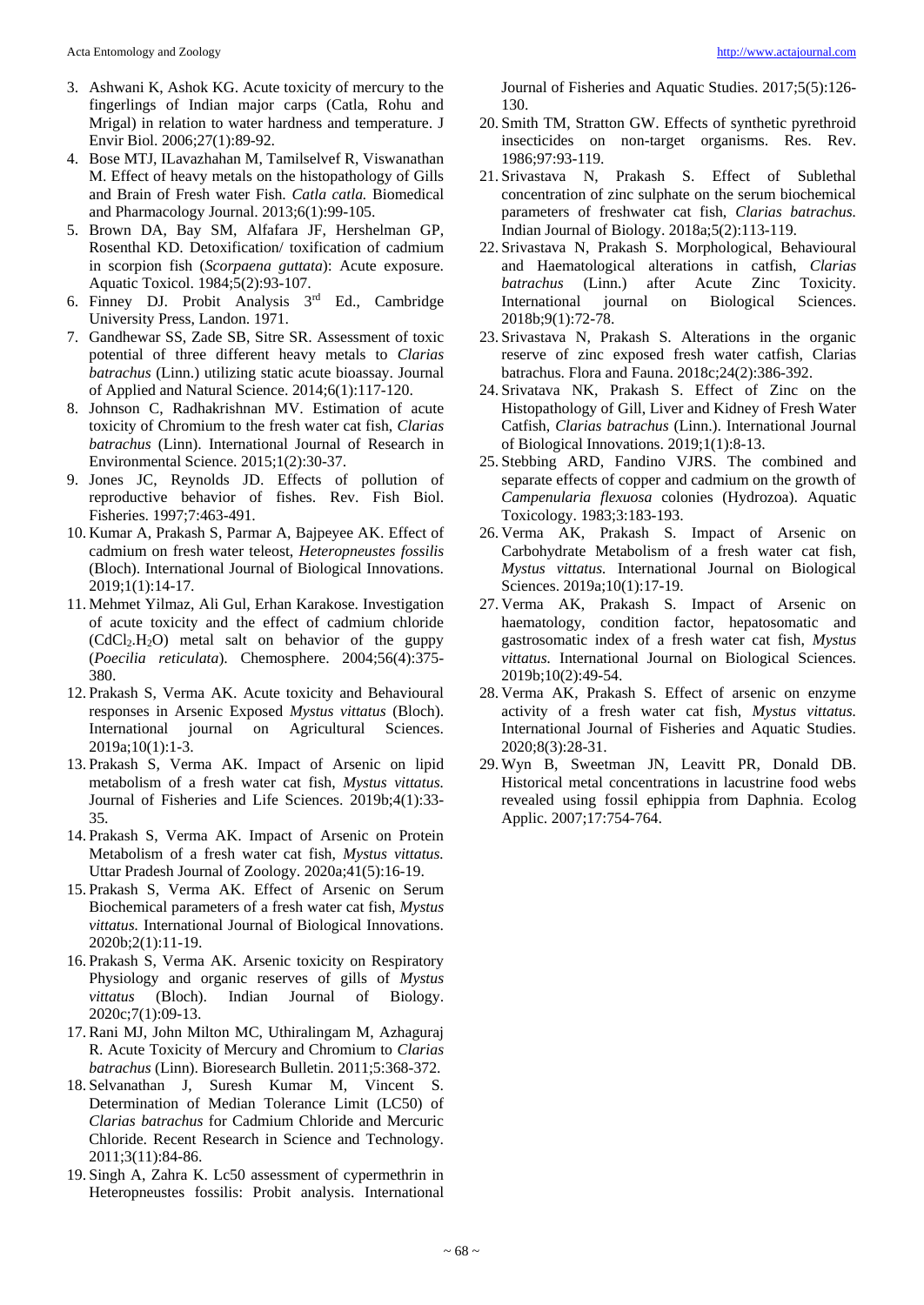3. Ashwani K, Ashok KG. Acute toxicity of mercury to the fingerlings of Indian major carps (Catla, Rohu and Mrigal) in relation to water hardness and temperature. J Envir Biol. 2006;27(1):89-92.
4. Bose MTJ, ILavazhahan M, Tamilselvef R, Viswanathan M. Effect of heavy metals on the histopathology of Gills and Brain of Fresh water Fish. *Catla catla.* Biomedical and Pharmacology Journal. 2013;6(1):99-105.
5. Brown DA, Bay SM, Alfafara JF, Hershelman GP, Rosenthal KD. Detoxification/ toxification of cadmium in scorpion fish (*Scorpaena guttata*): Acute exposure. Aquatic Toxicol. 1984;5(2):93-107.
6. Finney DJ. Probit Analysis 3rd Ed., Cambridge University Press, Landon. 1971.
7. Gandhewar SS, Zade SB, Sitre SR. Assessment of toxic potential of three different heavy metals to *Clarias batrachus* (Linn.) utilizing static acute bioassay. Journal of Applied and Natural Science. 2014;6(1):117-120.
8. Johnson C, Radhakrishnan MV. Estimation of acute toxicity of Chromium to the fresh water cat fish, *Clarias batrachus* (Linn). International Journal of Research in Environmental Science. 2015;1(2):30-37.
9. Jones JC, Reynolds JD. Effects of pollution of reproductive behavior of fishes. Rev. Fish Biol. Fisheries. 1997;7:463-491.
10. Kumar A, Prakash S, Parmar A, Bajpeyee AK. Effect of cadmium on fresh water teleost, *Heteropneustes fossilis* (Bloch). International Journal of Biological Innovations. 2019;1(1):14-17.
11. Mehmet Yilmaz, Ali Gul, Erhan Karakose. Investigation of acute toxicity and the effect of cadmium chloride ($CdCl_2.H_2O$) metal salt on behavior of the guppy (*Poecilia reticulata*). Chemosphere. 2004;56(4):375-380.
12. Prakash S, Verma AK. Acute toxicity and Behavioural responses in Arsenic Exposed *Mystus vittatus* (Bloch). International journal on Agricultural Sciences. 2019a;10(1):1-3.
13. Prakash S, Verma AK. Impact of Arsenic on lipid metabolism of a fresh water cat fish, *Mystus vittatus.* Journal of Fisheries and Life Sciences. 2019b;4(1):33-35.
14. Prakash S, Verma AK. Impact of Arsenic on Protein Metabolism of a fresh water cat fish, *Mystus vittatus.* Uttar Pradesh Journal of Zoology. 2020a;41(5):16-19.
15. Prakash S, Verma AK. Effect of Arsenic on Serum Biochemical parameters of a fresh water cat fish, *Mystus vittatus.* International Journal of Biological Innovations. 2020b;2(1):11-19.
16. Prakash S, Verma AK. Arsenic toxicity on Respiratory Physiology and organic reserves of gills of *Mystus vittatus* (Bloch). Indian Journal of Biology. 2020c;7(1):09-13.
17. Rani MJ, John Milton MC, Uthiralingam M, Azhaguraj R. Acute Toxicity of Mercury and Chromium to *Clarias batrachus* (Linn). Bioresearch Bulletin. 2011;5:368-372.
18. Selvanathan J, Suresh Kumar M, Vincent S. Determination of Median Tolerance Limit (LC50) of *Clarias batrachus* for Cadmium Chloride and Mercuric Chloride. Recent Research in Science and Technology. 2011;3(11):84-86.
19. Singh A, Zahra K. Lc50 assessment of cypermethrin in Heteropneustes fossilis: Probit analysis. International Journal of Fisheries and Aquatic Studies. 2017;5(5):126-130.
20. Smith TM, Stratton GW. Effects of synthetic pyrethroid insecticides on non-target organisms. Res. Rev. 1986;97:93-119.
21. Srivastava N, Prakash S. Effect of Sublethal concentration of zinc sulphate on the serum biochemical parameters of freshwater cat fish, *Clarias batrachus.* Indian Journal of Biology. 2018a;5(2):113-119.
22. Srivastava N, Prakash S. Morphological, Behavioural and Haematological alterations in catfish, *Clarias batrachus* (Linn.) after Acute Zinc Toxicity. International journal on Biological Sciences. 2018b;9(1):72-78.
23. Srivastava N, Prakash S. Alterations in the organic reserve of zinc exposed fresh water catfish, Clarias batrachus. Flora and Fauna. 2018c;24(2):386-392.
24. Srivatava NK, Prakash S. Effect of Zinc on the Histopathology of Gill, Liver and Kidney of Fresh Water Catfish, *Clarias batrachus* (Linn.). International Journal of Biological Innovations. 2019;1(1):8-13.
25. Stebbing ARD, Fandino VJRS. The combined and separate effects of copper and cadmium on the growth of *Campenularia flexuosa* colonies (Hydrozoa). Aquatic Toxicology. 1983;3:183-193.
26. Verma AK, Prakash S. Impact of Arsenic on Carbohydrate Metabolism of a fresh water cat fish, *Mystus vittatus.* International Journal on Biological Sciences. 2019a;10(1):17-19.
27. Verma AK, Prakash S. Impact of Arsenic on haematology, condition factor, hepatosomatic and gastrosomatic index of a fresh water cat fish, *Mystus vittatus.* International Journal on Biological Sciences. 2019b;10(2):49-54.
28. Verma AK, Prakash S. Effect of arsenic on enzyme activity of a fresh water cat fish, *Mystus vittatus.* International Journal of Fisheries and Aquatic Studies. 2020;8(3):28-31.
29. Wyn B, Sweetman JN, Leavitt PR, Donald DB. Historical metal concentrations in lacustrine food webs revealed using fossil ephippia from Daphnia. Ecolog Applic. 2007;17:754-764.